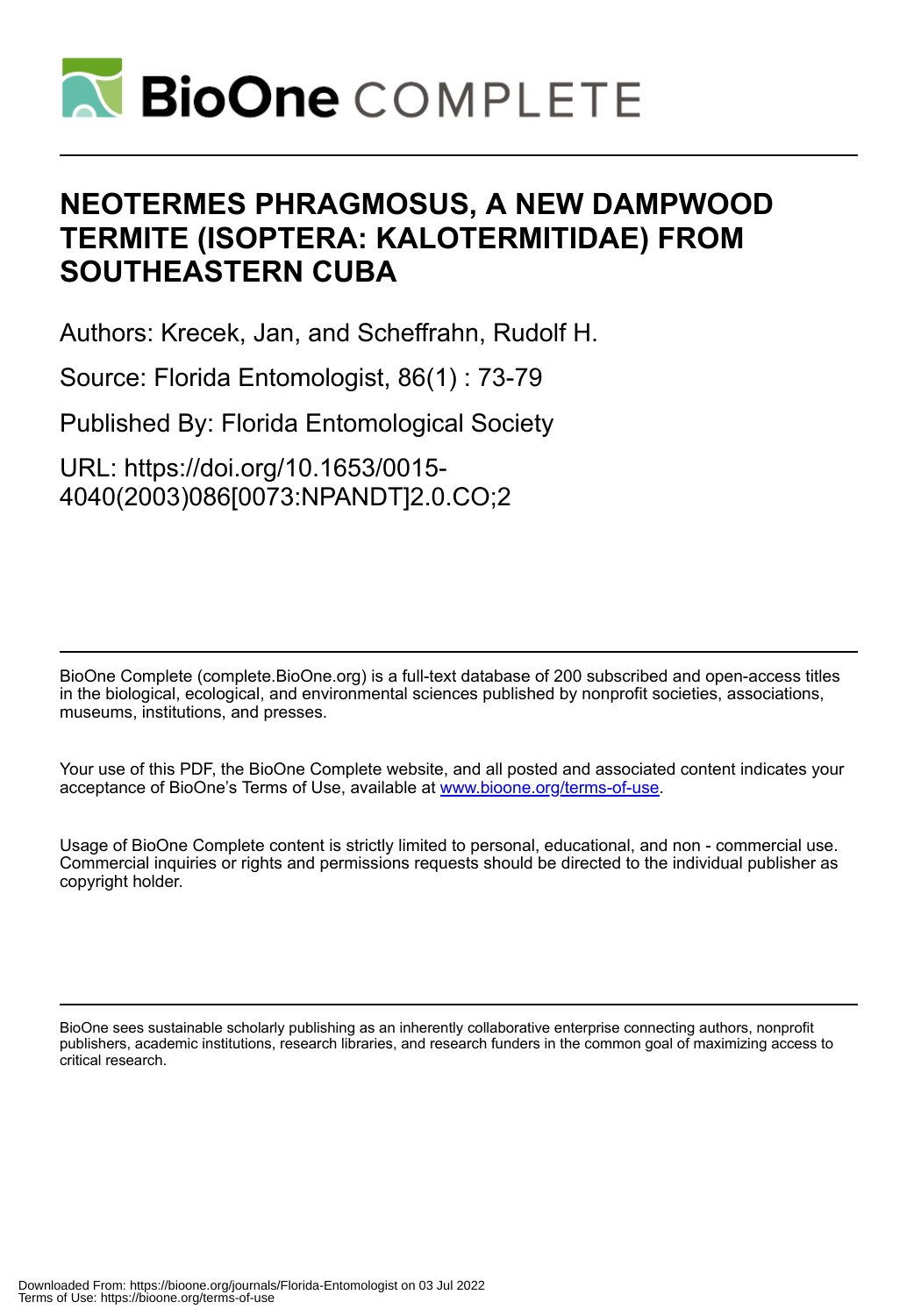# NEOTERMES PHRAGMOSUS, A NEW DAMPWOOD TERMITE (ISOPTERA: KALOTERMITIDAE) FROM SOUTHEASTERN CUBA

Authors: Krecek, Jan, and Scheffrahn, Rudolf H.

Source: Florida Entomologist, 86(1) : 73-79

Published By: Florida Entomological Society

URL: https://doi.org/10.1653/0015-4040(2003)086[0073:NPANDT]2.0.CO;2

BioOne Complete (complete.BioOne.org) is a full-text database of 200 subscribed and open-access titles in the biological, ecological, and environmental sciences published by nonprofit societies, associations, museums, institutions, and presses.

Your use of this PDF, the BioOne Complete website, and all posted and associated content indicates your acceptance of BioOne's Terms of Use, available at www.bioone.org/terms-of-use.

Usage of BioOne Complete content is strictly limited to personal, educational, and non - commercial use. Commercial inquiries or rights and permissions requests should be directed to the individual publisher as copyright holder.

BioOne sees sustainable scholarly publishing as an inherently collaborative enterprise connecting authors, nonprofit publishers, academic institutions, research libraries, and research funders in the common goal of maximizing access to critical research.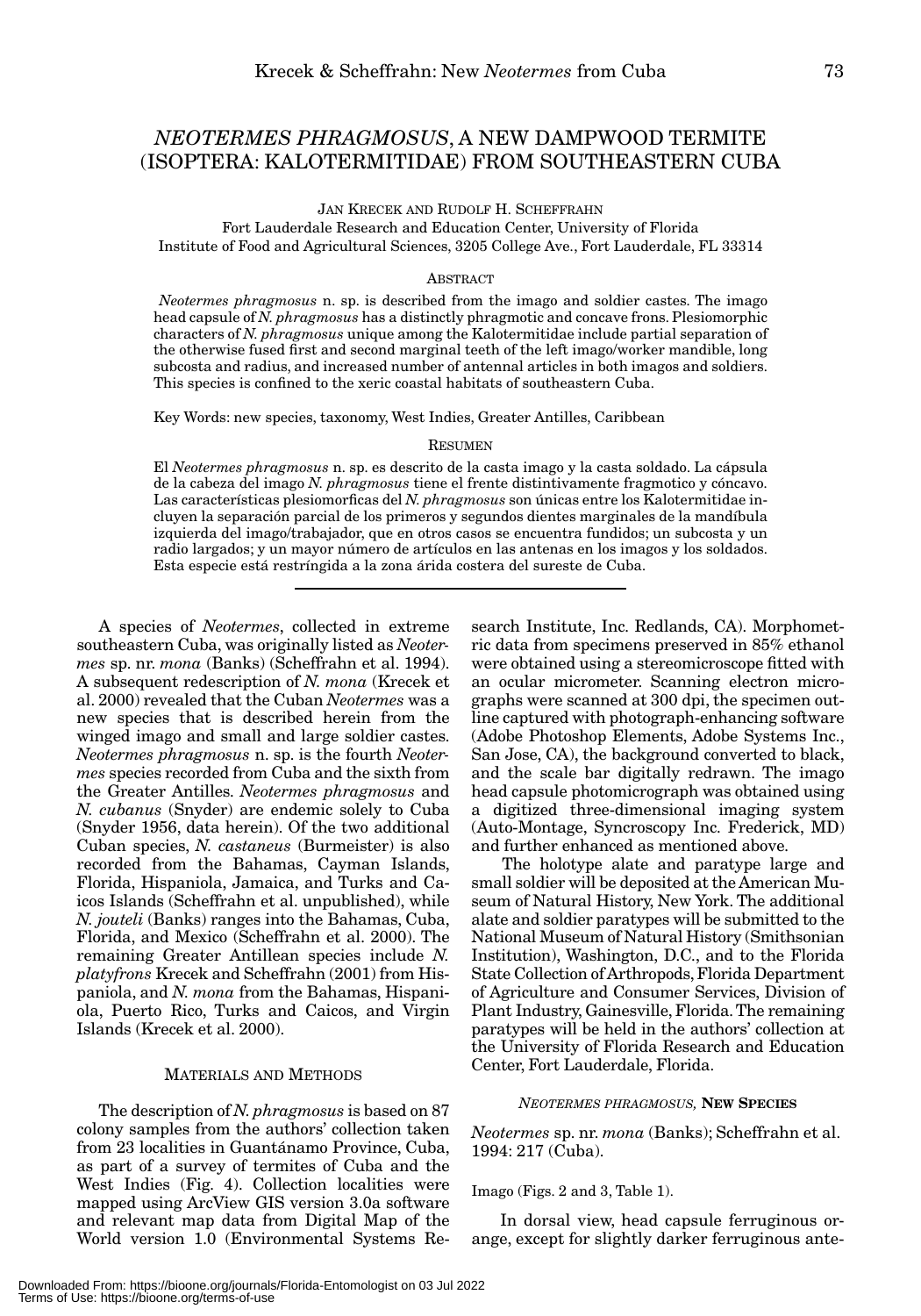# *NEOTERMES PHRAGMOSUS*, A NEW DAMPWOOD TERMITE (ISOPTERA: KALOTERMITIDAE) FROM SOUTHEASTERN CUBA

JAN KRECEK AND RUDOLF H. SCHEFFRAHN

Fort Lauderdale Research and Education Center, University of Florida
Institute of Food and Agricultural Sciences, 3205 College Ave., Fort Lauderdale, FL 33314

## ABSTRACT

*Neotermes phragmosus* n. sp. is described from the imago and soldier castes. The imago head capsule of *N. phragmosus* has a distinctly phragmotic and concave frons. Plesiomorphic characters of *N. phragmosus* unique among the Kalotermitidae include partial separation of the otherwise fused first and second marginal teeth of the left imago/worker mandible, long subcosta and radius, and increased number of antennal articles in both imagos and soldiers. This species is confined to the xeric coastal habitats of southeastern Cuba.

Key Words: new species, taxonomy, West Indies, Greater Antilles, Caribbean

## RESUMEN

El *Neotermes phragmosus* n. sp. es descrito de la casta imago y la casta soldado. La cápsula de la cabeza del imago *N. phragmosus* tiene el frente distintivamente fragmotico y cóncavo. Las características plesiomorficas del *N. phragmosus* son únicas entre los Kalotermitidae incluyen la separación parcial de los primeros y segundos dientes marginales de la mandíbula izquierda del imago/trabajador, que en otros casos se encuentra fundidos; un subcosta y un radio largados; y un mayor número de artículos en las antenas en los imagos y los soldados. Esta especie está restríngida a la zona árida costera del sureste de Cuba.

---

A species of *Neotermes*, collected in extreme southeastern Cuba, was originally listed as *Neotermes* sp. nr. *mona* (Banks) (Scheffrahn et al. 1994). A subsequent redescription of *N. mona* (Krecek et al. 2000) revealed that the Cuban *Neotermes* was a new species that is described herein from the winged imago and small and large soldier castes. *Neotermes phragmosus* n. sp. is the fourth *Neotermes* species recorded from Cuba and the sixth from the Greater Antilles. *Neotermes phragmosus* and *N. cubanus* (Snyder) are endemic solely to Cuba (Snyder 1956, data herein). Of the two additional Cuban species, *N. castaneus* (Burmeister) is also recorded from the Bahamas, Cayman Islands, Florida, Hispaniola, Jamaica, and Turks and Caicos Islands (Scheffrahn et al. unpublished), while *N. jouteli* (Banks) ranges into the Bahamas, Cuba, Florida, and Mexico (Scheffrahn et al. 2000). The remaining Greater Antillean species include *N. platyfrons* Krecek and Scheffrahn (2001) from Hispaniola, and *N. mona* from the Bahamas, Hispaniola, Puerto Rico, Turks and Caicos, and Virgin Islands (Krecek et al. 2000).

## MATERIALS AND METHODS

The description of *N. phragmosus* is based on 87 colony samples from the authors' collection taken from 23 localities in Guantánamo Province, Cuba, as part of a survey of termites of Cuba and the West Indies (Fig. 4). Collection localities were mapped using ArcView GIS version 3.0a software and relevant map data from Digital Map of the World version 1.0 (Environmental Systems Research Institute, Inc. Redlands, CA). Morphometric data from specimens preserved in 85% ethanol were obtained using a stereomicroscope fitted with an ocular micrometer. Scanning electron micrographs were scanned at 300 dpi, the specimen outline captured with photograph-enhancing software (Adobe Photoshop Elements, Adobe Systems Inc., San Jose, CA), the background converted to black, and the scale bar digitally redrawn. The imago head capsule photomicrograph was obtained using a digitized three-dimensional imaging system (Auto-Montage, Syncroscopy Inc. Frederick, MD) and further enhanced as mentioned above.

The holotype alate and paratype large and small soldier will be deposited at the American Museum of Natural History, New York. The additional alate and soldier paratypes will be submitted to the National Museum of Natural History (Smithsonian Institution), Washington, D.C., and to the Florida State Collection of Arthropods, Florida Department of Agriculture and Consumer Services, Division of Plant Industry, Gainesville, Florida. The remaining paratypes will be held in the authors' collection at the University of Florida Research and Education Center, Fort Lauderdale, Florida.

### *NEOTERMES PHRAGMOSUS,* NEW SPECIES

*Neotermes* sp. nr. *mona* (Banks); Scheffrahn et al. 1994: 217 (Cuba).

Imago (Figs. 2 and 3, Table 1).

In dorsal view, head capsule ferruginous orange, except for slightly darker ferruginous ante-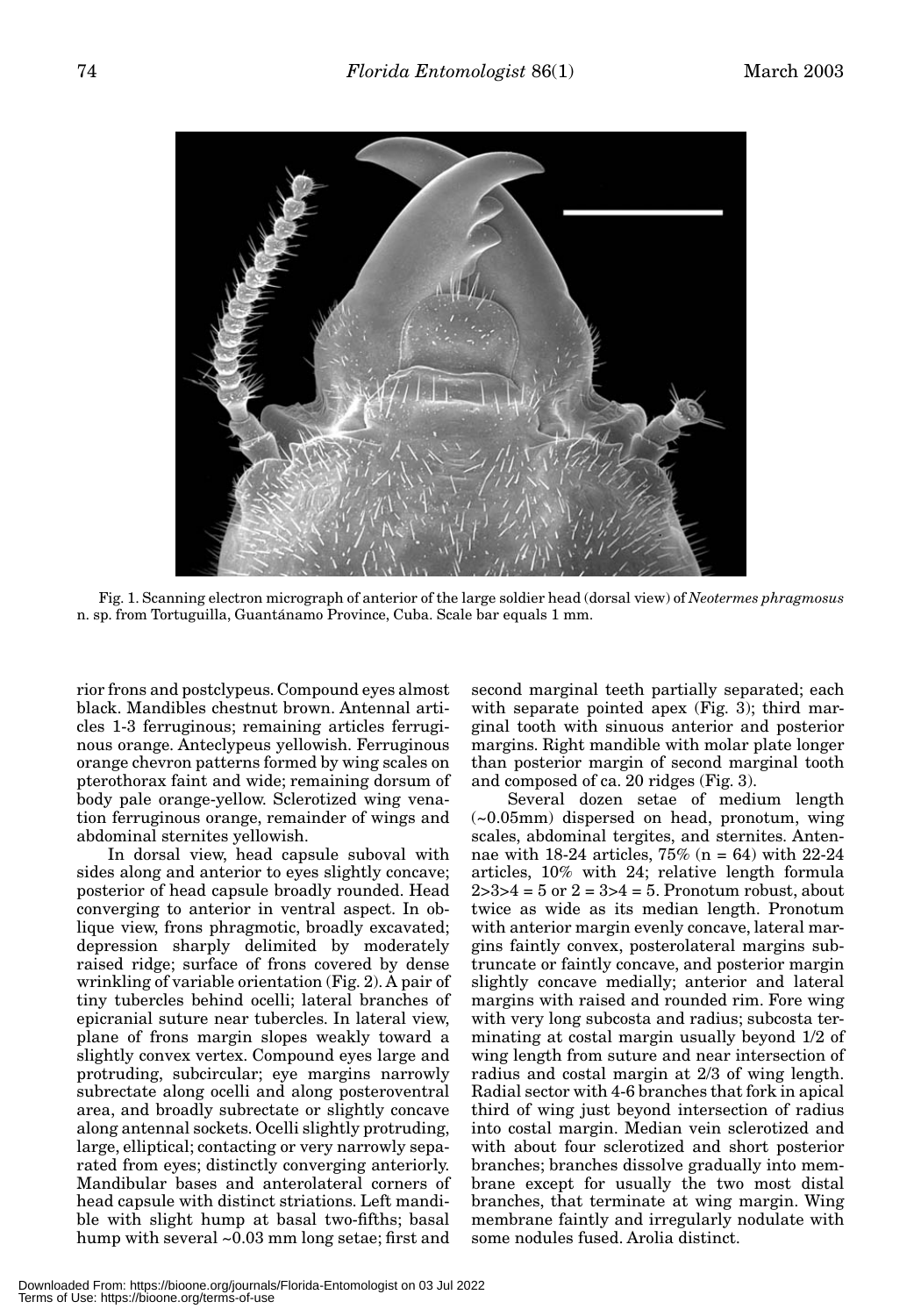Fig. 1. Scanning electron micrograph of anterior of the large soldier head (dorsal view) of *Neotermes phragmosus* n. sp. from Tortuguilla, Guantánamo Province, Cuba. Scale bar equals 1 mm.

rior frons and postclypeus. Compound eyes almost black. Mandibles chestnut brown. Antennal articles 1-3 ferruginous; remaining articles ferruginous orange. Anteclypeus yellowish. Ferruginous orange chevron patterns formed by wing scales on pterothorax faint and wide; remaining dorsum of body pale orange-yellow. Sclerotized wing venation ferruginous orange, remainder of wings and abdominal sternites yellowish.

In dorsal view, head capsule suboval with sides along and anterior to eyes slightly concave; posterior of head capsule broadly rounded. Head converging to anterior in ventral aspect. In oblique view, frons phragmotic, broadly excavated; depression sharply delimited by moderately raised ridge; surface of frons covered by dense wrinkling of variable orientation (Fig. 2). A pair of tiny tubercles behind ocelli; lateral branches of epicranial suture near tubercles. In lateral view, plane of frons margin slopes weakly toward a slightly convex vertex. Compound eyes large and protruding, subcircular; eye margins narrowly subrectate along ocelli and along posteroventral area, and broadly subrectate or slightly concave along antennal sockets. Ocelli slightly protruding, large, elliptical; contacting or very narrowly separated from eyes; distinctly converging anteriorly. Mandibular bases and anterolateral corners of head capsule with distinct striations. Left mandible with slight hump at basal two-fifths; basal hump with several ~0.03 mm long setae; first and second marginal teeth partially separated; each with separate pointed apex (Fig. 3); third marginal tooth with sinuous anterior and posterior margins. Right mandible with molar plate longer than posterior margin of second marginal tooth and composed of ca. 20 ridges (Fig. 3).

Several dozen setae of medium length (~0.05mm) dispersed on head, pronotum, wing scales, abdominal tergites, and sternites. Antennae with 18-24 articles, 75% (n = 64) with 22-24 articles, 10% with 24; relative length formula $2>3>4 = 5$ or $2 = 3>4 = 5$. Pronotum robust, about twice as wide as its median length. Pronotum with anterior margin evenly concave, lateral margins faintly convex, posterolateral margins subtruncate or faintly concave, and posterior margin slightly concave medially; anterior and lateral margins with raised and rounded rim. Fore wing with very long subcosta and radius; subcosta terminating at costal margin usually beyond 1/2 of wing length from suture and near intersection of radius and costal margin at 2/3 of wing length. Radial sector with 4-6 branches that fork in apical third of wing just beyond intersection of radius into costal margin. Median vein sclerotized and with about four sclerotized and short posterior branches; branches dissolve gradually into membrane except for usually the two most distal branches, that terminate at wing margin. Wing membrane faintly and irregularly nodulate with some nodules fused. Arolia distinct.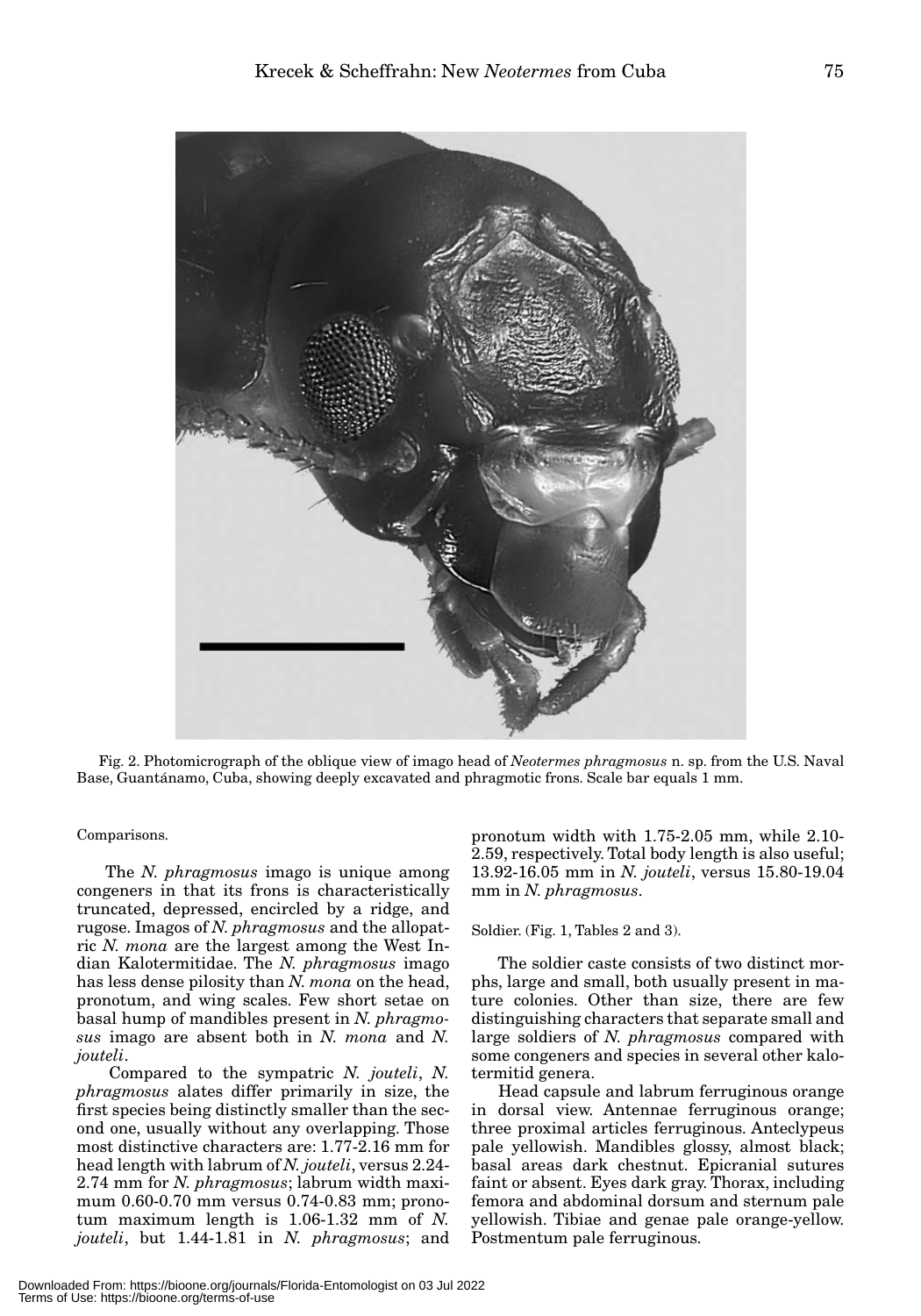Fig. 2. Photomicrograph of the oblique view of imago head of *Neotermes phragmosus* n. sp. from the U.S. Naval Base, Guantánamo, Cuba, showing deeply excavated and phragmotic frons. Scale bar equals 1 mm.

Comparisons.

The *N. phragmosus* imago is unique among congeners in that its frons is characteristically truncated, depressed, encircled by a ridge, and rugose. Imagos of *N. phragmosus* and the allopatric *N. mona* are the largest among the West Indian Kalotermitidae. The *N. phragmosus* imago has less dense pilosity than *N. mona* on the head, pronotum, and wing scales. Few short setae on basal hump of mandibles present in *N. phragmosus* imago are absent both in *N. mona* and *N. jouteli*.

Compared to the sympatric *N. jouteli*, *N. phragmosus* alates differ primarily in size, the first species being distinctly smaller than the second one, usually without any overlapping. Those most distinctive characters are: 1.77-2.16 mm for head length with labrum of *N. jouteli*, versus 2.24-2.74 mm for *N. phragmosus*; labrum width maximum 0.60-0.70 mm versus 0.74-0.83 mm; pronotum maximum length is 1.06-1.32 mm of *N. jouteli*, but 1.44-1.81 in *N. phragmosus*; and pronotum width with 1.75-2.05 mm, while 2.10-2.59, respectively. Total body length is also useful; 13.92-16.05 mm in *N. jouteli*, versus 15.80-19.04 mm in *N. phragmosus*.

Soldier. (Fig. 1, Tables 2 and 3).

The soldier caste consists of two distinct morphs, large and small, both usually present in mature colonies. Other than size, there are few distinguishing characters that separate small and large soldiers of *N. phragmosus* compared with some congeners and species in several other kalotermitid genera.

Head capsule and labrum ferruginous orange in dorsal view. Antennae ferruginous orange; three proximal articles ferruginous. Anteclypeus pale yellowish. Mandibles glossy, almost black; basal areas dark chestnut. Epicranial sutures faint or absent. Eyes dark gray. Thorax, including femora and abdominal dorsum and sternum pale yellowish. Tibiae and genae pale orange-yellow. Postmentum pale ferruginous.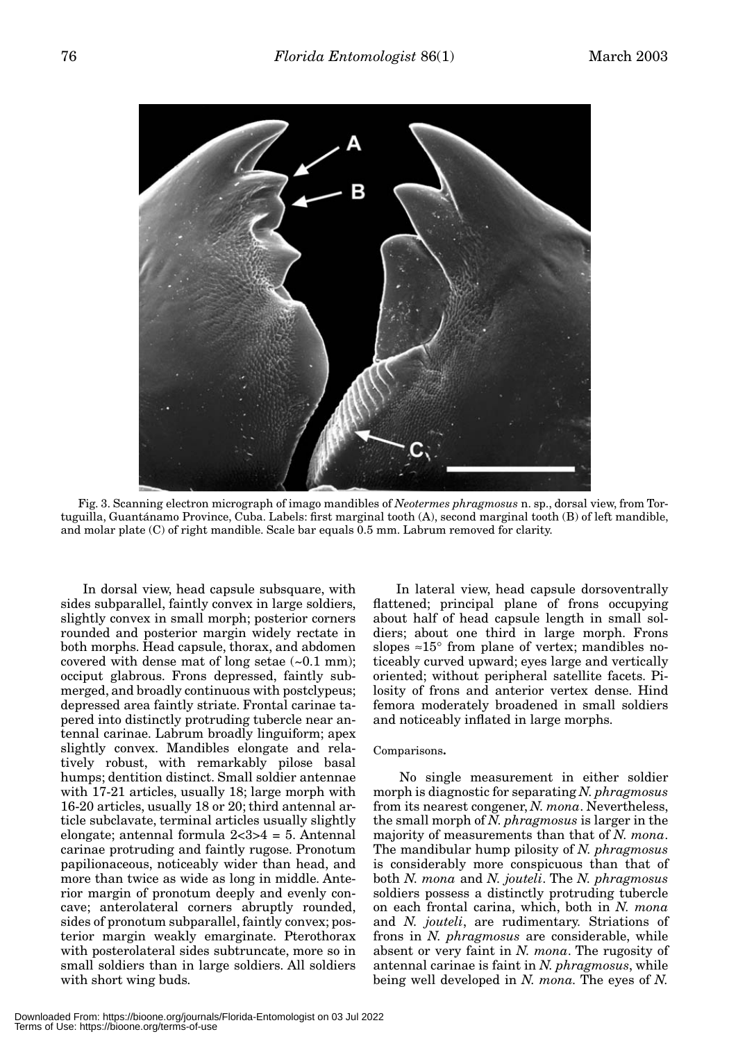Fig. 3. Scanning electron micrograph of imago mandibles of *Neotermes phragmosus* n. sp., dorsal view, from Tortuguilla, Guantánamo Province, Cuba. Labels: first marginal tooth (A), second marginal tooth (B) of left mandible, and molar plate (C) of right mandible. Scale bar equals 0.5 mm. Labrum removed for clarity.

In dorsal view, head capsule subsquare, with sides subparallel, faintly convex in large soldiers, slightly convex in small morph; posterior corners rounded and posterior margin widely rectate in both morphs. Head capsule, thorax, and abdomen covered with dense mat of long setae (~0.1 mm); occiput glabrous. Frons depressed, faintly submerged, and broadly continuous with postclypeus; depressed area faintly striate. Frontal carinae tapered into distinctly protruding tubercle near antennal carinae. Labrum broadly linguiform; apex slightly convex. Mandibles elongate and relatively robust, with remarkably pilose basal humps; dentition distinct. Small soldier antennae with 17-21 articles, usually 18; large morph with 16-20 articles, usually 18 or 20; third antennal article subclavate, terminal articles usually slightly elongate; antennal formula $2<3>4 = 5$. Antennal carinae protruding and faintly rugose. Pronotum papilionaceous, noticeably wider than head, and more than twice as wide as long in middle. Anterior margin of pronotum deeply and evenly concave; anterolateral corners abruptly rounded, sides of pronotum subparallel, faintly convex; posterior margin weakly emarginate. Pterothorax with posterolateral sides subtruncate, more so in small soldiers than in large soldiers. All soldiers with short wing buds.

In lateral view, head capsule dorsoventrally flattened; principal plane of frons occupying about half of head capsule length in small soldiers; about one third in large morph. Frons slopes ≈15° from plane of vertex; mandibles noticeably curved upward; eyes large and vertically oriented; without peripheral satellite facets. Pilosity of frons and anterior vertex dense. Hind femora moderately broadened in small soldiers and noticeably inflated in large morphs.

Comparisons**.**

No single measurement in either soldier morph is diagnostic for separating *N. phragmosus* from its nearest congener, *N. mona*. Nevertheless, the small morph of *N. phragmosus* is larger in the majority of measurements than that of *N. mona*. The mandibular hump pilosity of *N. phragmosus* is considerably more conspicuous than that of both *N. mona* and *N. jouteli*. The *N. phragmosus* soldiers possess a distinctly protruding tubercle on each frontal carina, which, both in *N. mona* and *N. jouteli*, are rudimentary. Striations of frons in *N. phragmosus* are considerable, while absent or very faint in *N. mona*. The rugosity of antennal carinae is faint in *N. phragmosus*, while being well developed in *N. mona*. The eyes of *N.*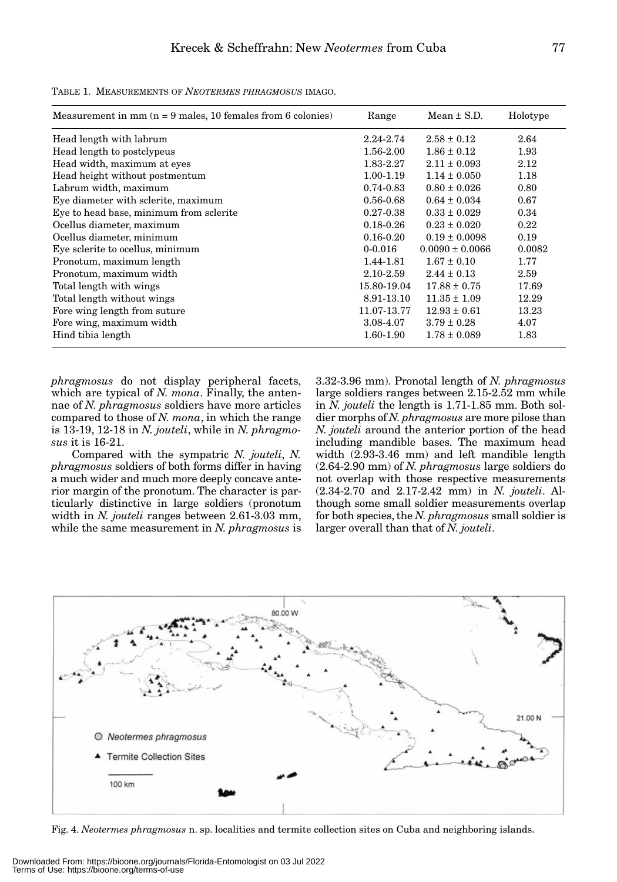TABLE 1. MEASUREMENTS OF *NEOTERMES PHRAGMOSUS* IMAGO.

| Measurement in mm (n = 9 males, 10 females from 6 colonies) | Range | Mean ± S.D. | Holotype |
|---|---|---|---|
| Head length with labrum | 2.24-2.74 | 2.58 ± 0.12 | 2.64 |
| Head length to postclypeus | 1.56-2.00 | 1.86 ± 0.12 | 1.93 |
| Head width, maximum at eyes | 1.83-2.27 | 2.11 ± 0.093 | 2.12 |
| Head height without postmentum | 1.00-1.19 | 1.14 ± 0.050 | 1.18 |
| Labrum width, maximum | 0.74-0.83 | 0.80 ± 0.026 | 0.80 |
| Eye diameter with sclerite, maximum | 0.56-0.68 | 0.64 ± 0.034 | 0.67 |
| Eye to head base, minimum from sclerite | 0.27-0.38 | 0.33 ± 0.029 | 0.34 |
| Ocellus diameter, maximum | 0.18-0.26 | 0.23 ± 0.020 | 0.22 |
| Ocellus diameter, minimum | 0.16-0.20 | 0.19 ± 0.0098 | 0.19 |
| Eye sclerite to ocellus, minimum | 0-0.016 | 0.0090 ± 0.0066 | 0.0082 |
| Pronotum, maximum length | 1.44-1.81 | 1.67 ± 0.10 | 1.77 |
| Pronotum, maximum width | 2.10-2.59 | 2.44 ± 0.13 | 2.59 |
| Total length with wings | 15.80-19.04 | 17.88 ± 0.75 | 17.69 |
| Total length without wings | 8.91-13.10 | 11.35 ± 1.09 | 12.29 |
| Fore wing length from suture | 11.07-13.77 | 12.93 ± 0.61 | 13.23 |
| Fore wing, maximum width | 3.08-4.07 | 3.79 ± 0.28 | 4.07 |
| Hind tibia length | 1.60-1.90 | 1.78 ± 0.089 | 1.83 |

*phragmosus* do not display peripheral facets, which are typical of *N. mona*. Finally, the antennae of *N. phragmosus* soldiers have more articles compared to those of *N. mona*, in which the range is 13-19, 12-18 in *N. jouteli*, while in *N. phragmosus* it is 16-21.

Compared with the sympatric *N. jouteli*, *N. phragmosus* soldiers of both forms differ in having a much wider and much more deeply concave anterior margin of the pronotum. The character is particularly distinctive in large soldiers (pronotum width in *N. jouteli* ranges between 2.61-3.03 mm, while the same measurement in *N. phragmosus* is 3.32-3.96 mm). Pronotal length of *N. phragmosus* large soldiers ranges between 2.15-2.52 mm while in *N. jouteli* the length is 1.71-1.85 mm. Both soldier morphs of *N. phragmosus* are more pilose than *N. jouteli* around the anterior portion of the head including mandible bases. The maximum head width (2.93-3.46 mm) and left mandible length (2.64-2.90 mm) of *N. phragmosus* large soldiers do not overlap with those respective measurements (2.34-2.70 and 2.17-2.42 mm) in *N. jouteli*. Although some small soldier measurements overlap for both species, the *N. phragmosus* small soldier is larger overall than that of *N. jouteli*.

Fig. 4. *Neotermes phragmosus* n. sp. localities and termite collection sites on Cuba and neighboring islands.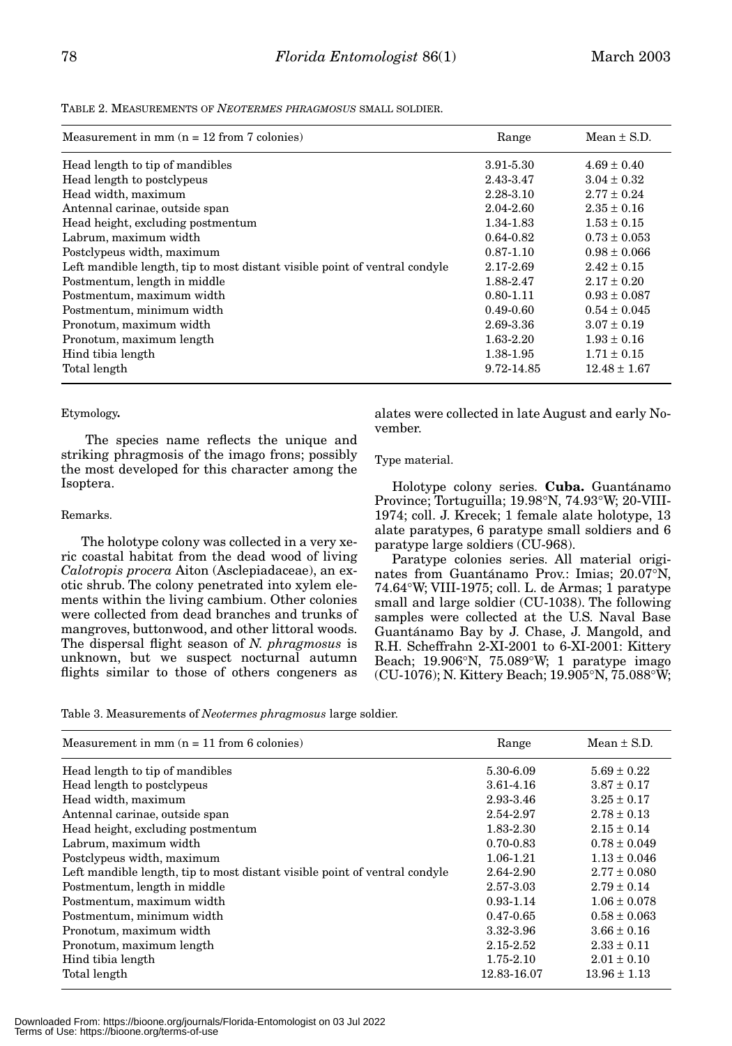TABLE 2. MEASUREMENTS OF *NEOTERMES PHRAGMOSUS* SMALL SOLDIER.

| Measurement in mm (n = 12 from 7 colonies) | Range | Mean ± S.D. |
|---|---|---|
| Head length to tip of mandibles | 3.91-5.30 | 4.69 ± 0.40 |
| Head length to postclypeus | 2.43-3.47 | 3.04 ± 0.32 |
| Head width, maximum | 2.28-3.10 | 2.77 ± 0.24 |
| Antennal carinae, outside span | 2.04-2.60 | 2.35 ± 0.16 |
| Head height, excluding postmentum | 1.34-1.83 | 1.53 ± 0.15 |
| Labrum, maximum width | 0.64-0.82 | 0.73 ± 0.053 |
| Postclypeus width, maximum | 0.87-1.10 | 0.98 ± 0.066 |
| Left mandible length, tip to most distant visible point of ventral condyle | 2.17-2.69 | 2.42 ± 0.15 |
| Postmentum, length in middle | 1.88-2.47 | 2.17 ± 0.20 |
| Postmentum, maximum width | 0.80-1.11 | 0.93 ± 0.087 |
| Postmentum, minimum width | 0.49-0.60 | 0.54 ± 0.045 |
| Pronotum, maximum width | 2.69-3.36 | 3.07 ± 0.19 |
| Pronotum, maximum length | 1.63-2.20 | 1.93 ± 0.16 |
| Hind tibia length | 1.38-1.95 | 1.71 ± 0.15 |
| Total length | 9.72-14.85 | 12.48 ± 1.67 |

Etymology**.**

The species name reflects the unique and striking phragmosis of the imago frons; possibly the most developed for this character among the Isoptera.

Remarks.

The holotype colony was collected in a very xeric coastal habitat from the dead wood of living *Calotropis procera* Aiton (Asclepiadaceae), an exotic shrub. The colony penetrated into xylem elements within the living cambium. Other colonies were collected from dead branches and trunks of mangroves, buttonwood, and other littoral woods. The dispersal flight season of *N. phragmosus* is unknown, but we suspect nocturnal autumn flights similar to those of others congeners as alates were collected in late August and early November.

Type material.

Holotype colony series. **Cuba.** Guantánamo Province; Tortuguilla; 19.98°N, 74.93°W; 20-VIII-1974; coll. J. Krecek; 1 female alate holotype, 13 alate paratypes, 6 paratype small soldiers and 6 paratype large soldiers (CU-968).

Paratype colonies series. All material originates from Guantánamo Prov.: Imias; 20.07°N, 74.64°W; VIII-1975; coll. L. de Armas; 1 paratype small and large soldier (CU-1038). The following samples were collected at the U.S. Naval Base Guantánamo Bay by J. Chase, J. Mangold, and R.H. Scheffrahn 2-XI-2001 to 6-XI-2001: Kittery Beach; 19.906°N, 75.089°W; 1 paratype imago (CU-1076); N. Kittery Beach; 19.905°N, 75.088°W;

Table 3. Measurements of *Neotermes phragmosus* large soldier.

| Measurement in mm (n = 11 from 6 colonies) | Range | Mean ± S.D. |
|---|---|---|
| Head length to tip of mandibles | 5.30-6.09 | 5.69 ± 0.22 |
| Head length to postclypeus | 3.61-4.16 | 3.87 ± 0.17 |
| Head width, maximum | 2.93-3.46 | 3.25 ± 0.17 |
| Antennal carinae, outside span | 2.54-2.97 | 2.78 ± 0.13 |
| Head height, excluding postmentum | 1.83-2.30 | 2.15 ± 0.14 |
| Labrum, maximum width | 0.70-0.83 | 0.78 ± 0.049 |
| Postclypeus width, maximum | 1.06-1.21 | 1.13 ± 0.046 |
| Left mandible length, tip to most distant visible point of ventral condyle | 2.64-2.90 | 2.77 ± 0.080 |
| Postmentum, length in middle | 2.57-3.03 | 2.79 ± 0.14 |
| Postmentum, maximum width | 0.93-1.14 | 1.06 ± 0.078 |
| Postmentum, minimum width | 0.47-0.65 | 0.58 ± 0.063 |
| Pronotum, maximum width | 3.32-3.96 | 3.66 ± 0.16 |
| Pronotum, maximum length | 2.15-2.52 | 2.33 ± 0.11 |
| Hind tibia length | 1.75-2.10 | 2.01 ± 0.10 |
| Total length | 12.83-16.07 | 13.96 ± 1.13 |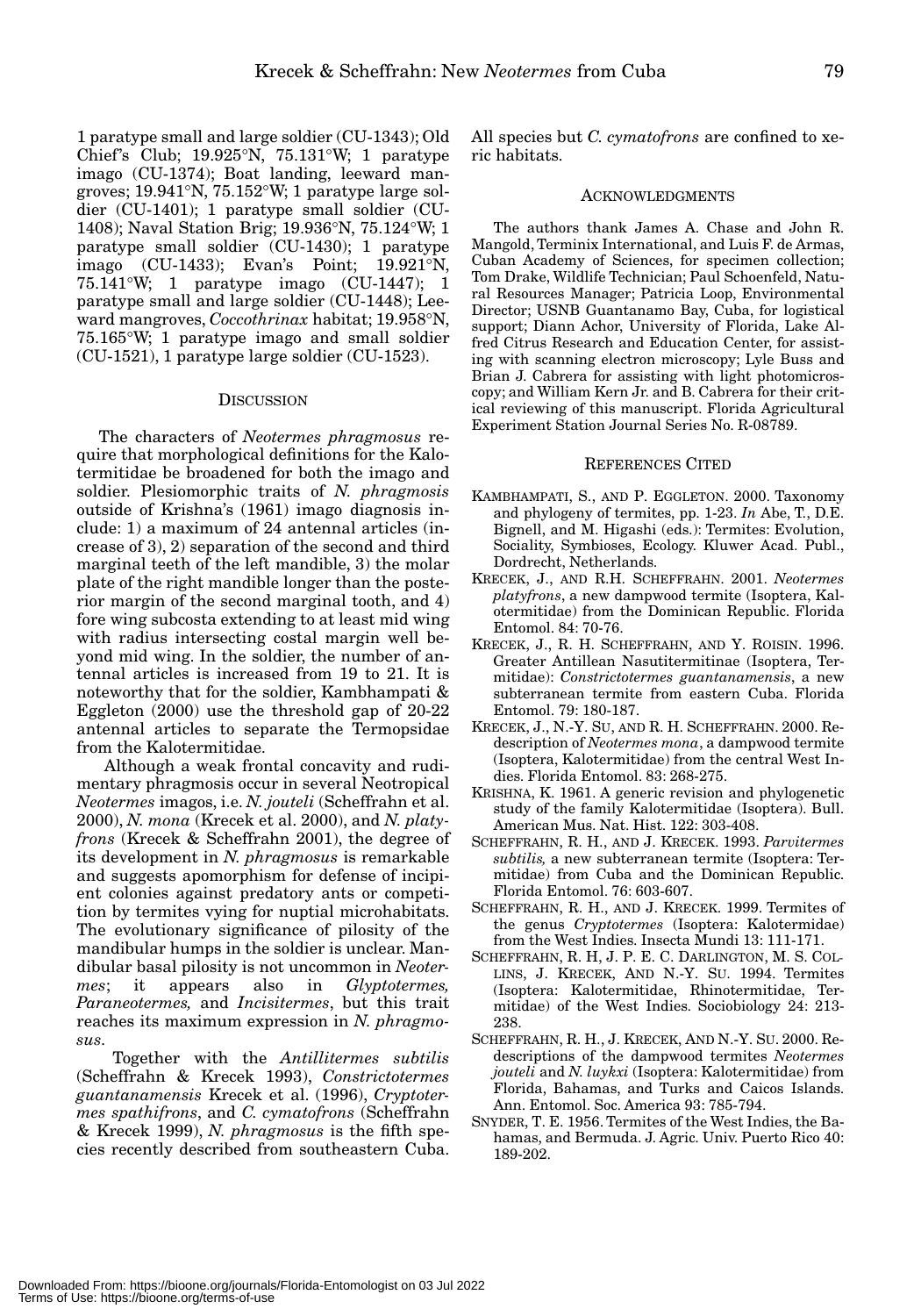1 paratype small and large soldier (CU-1343); Old Chief's Club; 19.925°N, 75.131°W; 1 paratype imago (CU-1374); Boat landing, leeward mangroves; 19.941°N, 75.152°W; 1 paratype large soldier (CU-1401); 1 paratype small soldier (CU-1408); Naval Station Brig; 19.936°N, 75.124°W; 1 paratype small soldier (CU-1430); 1 paratype imago (CU-1433); Evan's Point; 19.921°N, 75.141°W; 1 paratype imago (CU-1447); 1 paratype small and large soldier (CU-1448); Leeward mangroves, *Coccothrinax* habitat; 19.958°N, 75.165°W; 1 paratype imago and small soldier (CU-1521), 1 paratype large soldier (CU-1523).

## Discussion

The characters of *Neotermes phragmosus* require that morphological definitions for the Kalotermitidae be broadened for both the imago and soldier. Plesiomorphic traits of *N. phragmosis* outside of Krishna's (1961) imago diagnosis include: 1) a maximum of 24 antennal articles (increase of 3), 2) separation of the second and third marginal teeth of the left mandible, 3) the molar plate of the right mandible longer than the posterior margin of the second marginal tooth, and 4) fore wing subcosta extending to at least mid wing with radius intersecting costal margin well beyond mid wing. In the soldier, the number of antennal articles is increased from 19 to 21. It is noteworthy that for the soldier, Kambhampati & Eggleton (2000) use the threshold gap of 20-22 antennal articles to separate the Termopsidae from the Kalotermitidae.

Although a weak frontal concavity and rudimentary phragmosis occur in several Neotropical *Neotermes* imagos, i.e. *N. jouteli* (Scheffrahn et al. 2000), *N. mona* (Krecek et al. 2000), and *N. platyfrons* (Krecek & Scheffrahn 2001), the degree of its development in *N. phragmosus* is remarkable and suggests apomorphism for defense of incipient colonies against predatory ants or competition by termites vying for nuptial microhabitats. The evolutionary significance of pilosity of the mandibular humps in the soldier is unclear. Mandibular basal pilosity is not uncommon in *Neotermes*; it appears also in *Glyptotermes, Paraneotermes,* and *Incisitermes*, but this trait reaches its maximum expression in *N. phragmosus*.

Together with the *Antillitermes subtilis* (Scheffrahn & Krecek 1993), *Constrictotermes guantanamensis* Krecek et al. (1996), *Cryptotermes spathifrons*, and *C. cymatofrons* (Scheffrahn & Krecek 1999), *N. phragmosus* is the fifth species recently described from southeastern Cuba. All species but *C. cymatofrons* are confined to xeric habitats.

## Acknowledgments

The authors thank James A. Chase and John R. Mangold, Terminix International, and Luis F. de Armas, Cuban Academy of Sciences, for specimen collection; Tom Drake, Wildlife Technician; Paul Schoenfeld, Natural Resources Manager; Patricia Loop, Environmental Director; USNB Guantanamo Bay, Cuba, for logistical support; Diann Achor, University of Florida, Lake Alfred Citrus Research and Education Center, for assisting with scanning electron microscopy; Lyle Buss and Brian J. Cabrera for assisting with light photomicroscopy; and William Kern Jr. and B. Cabrera for their critical reviewing of this manuscript. Florida Agricultural Experiment Station Journal Series No. R-08789.

## References Cited

Kambhampati, S., and P. Eggleton. 2000. Taxonomy and phylogeny of termites, pp. 1-23. *In* Abe, T., D.E. Bignell, and M. Higashi (eds.): Termites: Evolution, Sociality, Symbioses, Ecology. Kluwer Acad. Publ., Dordrecht, Netherlands.

Krecek, J., and R.H. Scheffrahn. 2001. *Neotermes platyfrons*, a new dampwood termite (Isoptera, Kalotermitidae) from the Dominican Republic. Florida Entomol. 84: 70-76.

Krecek, J., R. H. Scheffrahn, and Y. Roisin. 1996. Greater Antillean Nasutitermitinae (Isoptera, Termitidae): *Constrictotermes guantanamensis*, a new subterranean termite from eastern Cuba. Florida Entomol. 79: 180-187.

Krecek, J., N.-Y. Su, and R. H. Scheffrahn. 2000. Redescription of *Neotermes mona*, a dampwood termite (Isoptera, Kalotermitidae) from the central West Indies. Florida Entomol. 83: 268-275.

Krishna, K. 1961. A generic revision and phylogenetic study of the family Kalotermitidae (Isoptera). Bull. American Mus. Nat. Hist. 122: 303-408.

Scheffrahn, R. H., and J. Krecek. 1993. *Parvitermes subtilis,* a new subterranean termite (Isoptera: Termitidae) from Cuba and the Dominican Republic. Florida Entomol. 76: 603-607.

Scheffrahn, R. H., and J. Krecek. 1999. Termites of the genus *Cryptotermes* (Isoptera: Kalotermidae) from the West Indies. Insecta Mundi 13: 111-171.

Scheffrahn, R. H, J. P. E. C. Darlington, M. S. Collins, J. Krecek, and N.-Y. Su. 1994. Termites (Isoptera: Kalotermitidae, Rhinotermitidae, Termitidae) of the West Indies. Sociobiology 24: 213-238.

Scheffrahn, R. H., J. Krecek, and N.-Y. Su. 2000. Redescriptions of the dampwood termites *Neotermes jouteli* and *N. luykxi* (Isoptera: Kalotermitidae) from Florida, Bahamas, and Turks and Caicos Islands. Ann. Entomol. Soc. America 93: 785-794.

Snyder, T. E. 1956. Termites of the West Indies, the Bahamas, and Bermuda. J. Agric. Univ. Puerto Rico 40: 189-202.